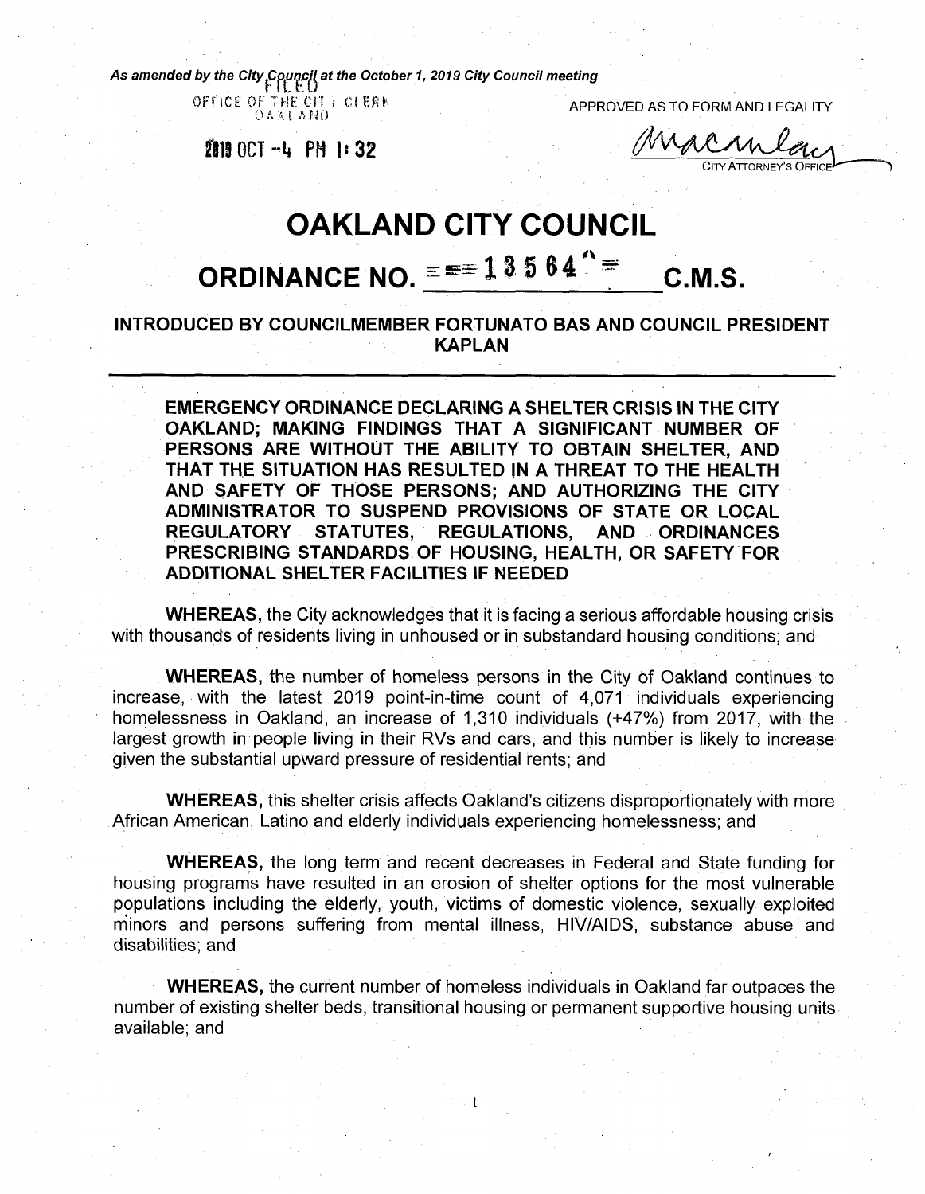*As amended by the City Council at the October 1, 2019 City Council meeting*

FILED
OFFICE OF THE CITY CLERK
OAKLAND

2019 OCT -4 PM 1:32

APPROVED AS TO FORM AND LEGALITY

CITY ATTORNEY'S OFFICE

# OAKLAND CITY COUNCIL

## ORDINANCE NO. 13564 C.M.S.

### INTRODUCED BY COUNCILMEMBER FORTUNATO BAS AND COUNCIL PRESIDENT KAPLAN

**EMERGENCY ORDINANCE DECLARING A SHELTER CRISIS IN THE CITY OAKLAND; MAKING FINDINGS THAT A SIGNIFICANT NUMBER OF PERSONS ARE WITHOUT THE ABILITY TO OBTAIN SHELTER, AND THAT THE SITUATION HAS RESULTED IN A THREAT TO THE HEALTH AND SAFETY OF THOSE PERSONS; AND AUTHORIZING THE CITY ADMINISTRATOR TO SUSPEND PROVISIONS OF STATE OR LOCAL REGULATORY STATUTES, REGULATIONS, AND ORDINANCES PRESCRIBING STANDARDS OF HOUSING, HEALTH, OR SAFETY FOR ADDITIONAL SHELTER FACILITIES IF NEEDED**

**WHEREAS,** the City acknowledges that it is facing a serious affordable housing crisis with thousands of residents living in unhoused or in substandard housing conditions; and

**WHEREAS,** the number of homeless persons in the City of Oakland continues to increase, with the latest 2019 point-in-time count of 4,071 individuals experiencing homelessness in Oakland, an increase of 1,310 individuals (+47%) from 2017, with the largest growth in people living in their RVs and cars, and this number is likely to increase given the substantial upward pressure of residential rents; and

**WHEREAS,** this shelter crisis affects Oakland's citizens disproportionately with more African American, Latino and elderly individuals experiencing homelessness; and

**WHEREAS,** the long term and recent decreases in Federal and State funding for housing programs have resulted in an erosion of shelter options for the most vulnerable populations including the elderly, youth, victims of domestic violence, sexually exploited minors and persons suffering from mental illness, HIV/AIDS, substance abuse and disabilities; and

**WHEREAS,** the current number of homeless individuals in Oakland far outpaces the number of existing shelter beds, transitional housing or permanent supportive housing units available; and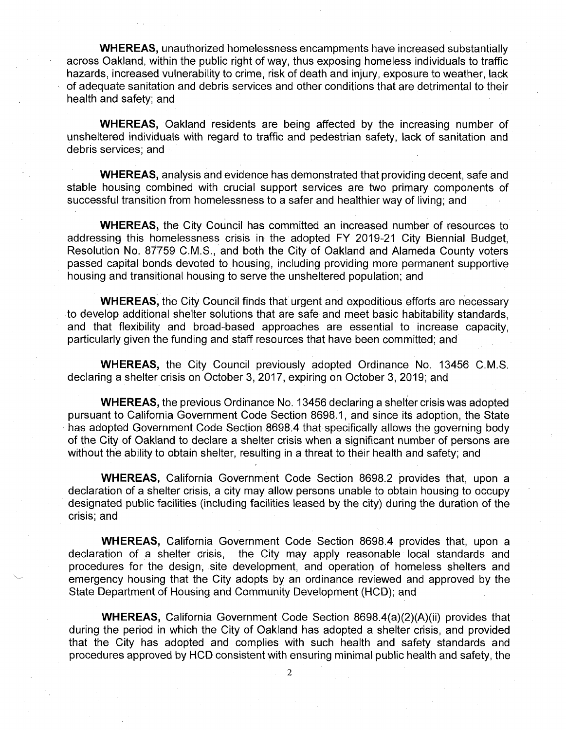**WHEREAS,** unauthorized homelessness encampments have increased substantially across Oakland, within the public right of way, thus exposing homeless individuals to traffic hazards, increased vulnerability to crime, risk of death and injury, exposure to weather, lack of adequate sanitation and debris services and other conditions that are detrimental to their health and safety; and

**WHEREAS,** Oakland residents are being affected by the increasing number of unsheltered individuals with regard to traffic and pedestrian safety, lack of sanitation and debris services; and

**WHEREAS,** analysis and evidence has demonstrated that providing decent, safe and stable housing combined with crucial support services are two primary components of successful transition from homelessness to a safer and healthier way of living; and

**WHEREAS,** the City Council has committed an increased number of resources to addressing this homelessness crisis in the adopted FY 2019-21 City Biennial Budget, Resolution No. 87759 C.M.S., and both the City of Oakland and Alameda County voters passed capital bonds devoted to housing, including providing more permanent supportive housing and transitional housing to serve the unsheltered population; and

**WHEREAS,** the City Council finds that urgent and expeditious efforts are necessary to develop additional shelter solutions that are safe and meet basic habitability standards, and that flexibility and broad-based approaches are essential to increase capacity, particularly given the funding and staff resources that have been committed; and

**WHEREAS,** the City Council previously adopted Ordinance No. 13456 C.M.S. declaring a shelter crisis on October 3, 2017, expiring on October 3, 2019; and

**WHEREAS,** the previous Ordinance No. 13456 declaring a shelter crisis was adopted pursuant to California Government Code Section 8698.1, and since its adoption, the State has adopted Government Code Section 8698.4 that specifically allows the governing body of the City of Oakland to declare a shelter crisis when a significant number of persons are without the ability to obtain shelter, resulting in a threat to their health and safety; and

**WHEREAS,** California Government Code Section 8698.2 provides that, upon a declaration of a shelter crisis, a city may allow persons unable to obtain housing to occupy designated public facilities (including facilities leased by the city) during the duration of the crisis; and

**WHEREAS,** California Government Code Section 8698.4 provides that, upon a declaration of a shelter crisis, the City may apply reasonable local standards and procedures for the design, site development, and operation of homeless shelters and emergency housing that the City adopts by an ordinance reviewed and approved by the State Department of Housing and Community Development (HCD); and

**WHEREAS,** California Government Code Section 8698.4(a)(2)(A)(ii) provides that during the period in which the City of Oakland has adopted a shelter crisis, and provided that the City has adopted and complies with such health and safety standards and procedures approved by HCD consistent with ensuring minimal public health and safety, the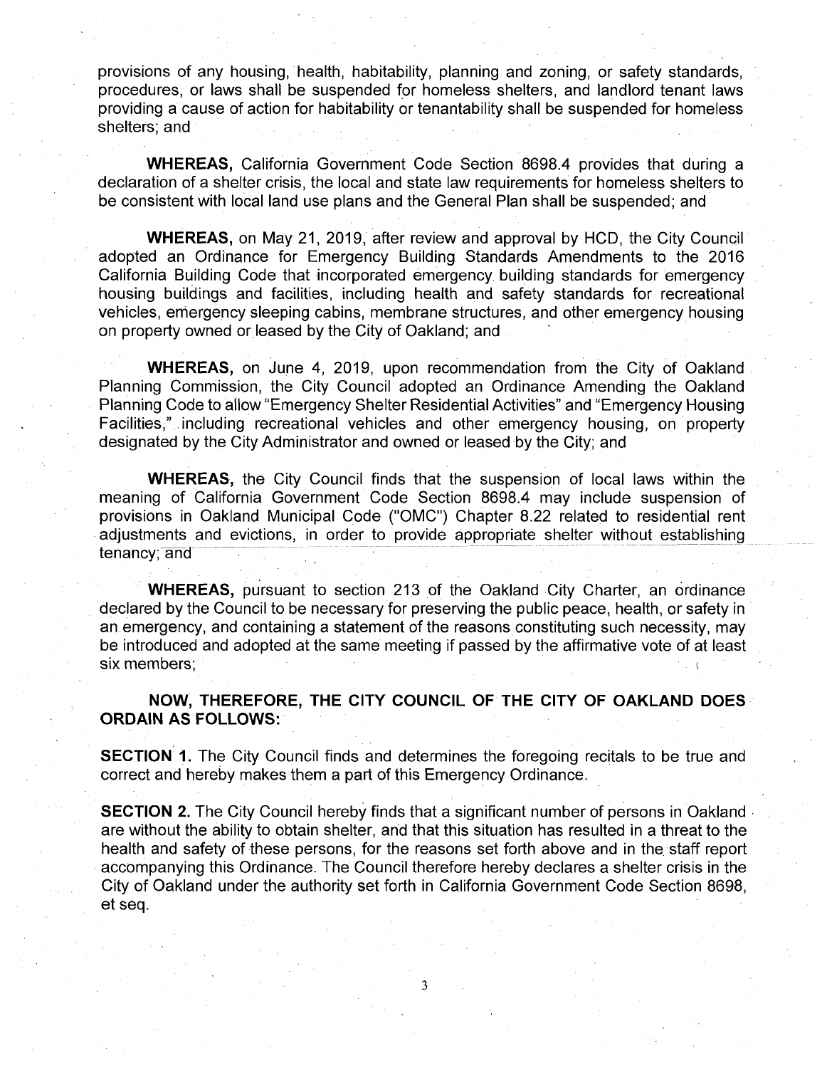provisions of any housing, health, habitability, planning and zoning, or safety standards, procedures, or laws shall be suspended for homeless shelters, and landlord tenant laws providing a cause of action for habitability or tenantability shall be suspended for homeless shelters; and

**WHEREAS,** California Government Code Section 8698.4 provides that during a declaration of a shelter crisis, the local and state law requirements for homeless shelters to be consistent with local land use plans and the General Plan shall be suspended; and

**WHEREAS,** on May 21, 2019, after review and approval by HCD, the City Council adopted an Ordinance for Emergency Building Standards Amendments to the 2016 California Building Code that incorporated emergency building standards for emergency housing buildings and facilities, including health and safety standards for recreational vehicles, emergency sleeping cabins, membrane structures, and other emergency housing on property owned or leased by the City of Oakland; and

**WHEREAS,** on June 4, 2019, upon recommendation from the City of Oakland Planning Commission, the City Council adopted an Ordinance Amending the Oakland Planning Code to allow "Emergency Shelter Residential Activities" and "Emergency Housing Facilities," including recreational vehicles and other emergency housing, on property designated by the City Administrator and owned or leased by the City; and

**WHEREAS,** the City Council finds that the suspension of local laws within the meaning of California Government Code Section 8698.4 may include suspension of provisions in Oakland Municipal Code ("OMC") Chapter 8.22 related to residential rent adjustments and evictions, in order to provide appropriate shelter without establishing tenancy; and

**WHEREAS,** pursuant to section 213 of the Oakland City Charter, an ordinance declared by the Council to be necessary for preserving the public peace, health, or safety in an emergency, and containing a statement of the reasons constituting such necessity, may be introduced and adopted at the same meeting if passed by the affirmative vote of at least six members;

**NOW, THEREFORE, THE CITY COUNCIL OF THE CITY OF OAKLAND DOES ORDAIN AS FOLLOWS:**

**SECTION 1.** The City Council finds and determines the foregoing recitals to be true and correct and hereby makes them a part of this Emergency Ordinance.

**SECTION 2.** The City Council hereby finds that a significant number of persons in Oakland are without the ability to obtain shelter, and that this situation has resulted in a threat to the health and safety of these persons, for the reasons set forth above and in the staff report accompanying this Ordinance. The Council therefore hereby declares a shelter crisis in the City of Oakland under the authority set forth in California Government Code Section 8698, et seq.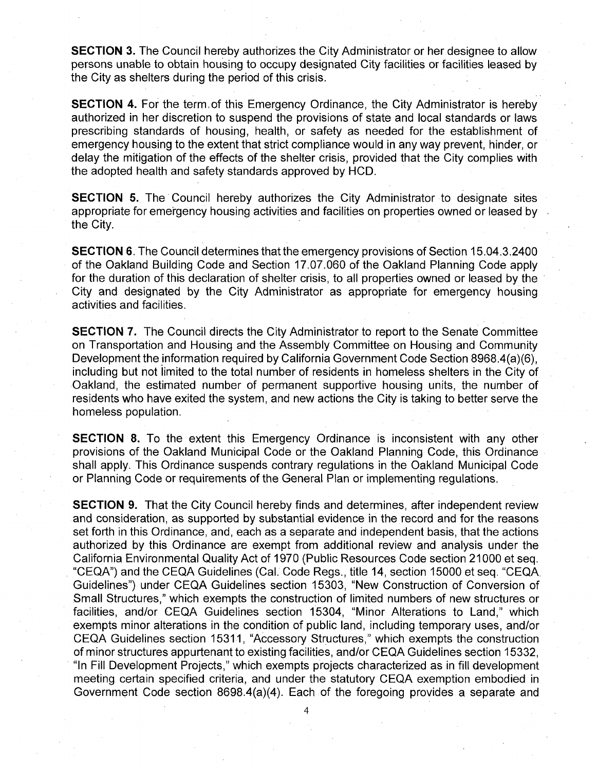**SECTION 3.** The Council hereby authorizes the City Administrator or her designee to allow persons unable to obtain housing to occupy designated City facilities or facilities leased by the City as shelters during the period of this crisis.

**SECTION 4.** For the term of this Emergency Ordinance, the City Administrator is hereby authorized in her discretion to suspend the provisions of state and local standards or laws prescribing standards of housing, health, or safety as needed for the establishment of emergency housing to the extent that strict compliance would in any way prevent, hinder, or delay the mitigation of the effects of the shelter crisis, provided that the City complies with the adopted health and safety standards approved by HCD.

**SECTION 5.** The Council hereby authorizes the City Administrator to designate sites appropriate for emergency housing activities and facilities on properties owned or leased by the City.

**SECTION 6.** The Council determines that the emergency provisions of Section 15.04.3.2400 of the Oakland Building Code and Section 17.07.060 of the Oakland Planning Code apply for the duration of this declaration of shelter crisis, to all properties owned or leased by the City and designated by the City Administrator as appropriate for emergency housing activities and facilities.

**SECTION 7.** The Council directs the City Administrator to report to the Senate Committee on Transportation and Housing and the Assembly Committee on Housing and Community Development the information required by California Government Code Section 8968.4(a)(6), including but not limited to the total number of residents in homeless shelters in the City of Oakland, the estimated number of permanent supportive housing units, the number of residents who have exited the system, and new actions the City is taking to better serve the homeless population.

**SECTION 8.** To the extent this Emergency Ordinance is inconsistent with any other provisions of the Oakland Municipal Code or the Oakland Planning Code, this Ordinance shall apply. This Ordinance suspends contrary regulations in the Oakland Municipal Code or Planning Code or requirements of the General Plan or implementing regulations.

**SECTION 9.** That the City Council hereby finds and determines, after independent review and consideration, as supported by substantial evidence in the record and for the reasons set forth in this Ordinance, and, each as a separate and independent basis, that the actions authorized by this Ordinance are exempt from additional review and analysis under the California Environmental Quality Act of 1970 (Public Resources Code section 21000 et seq. "CEQA") and the CEQA Guidelines (Cal. Code Regs., title 14, section 15000 et seq. "CEQA Guidelines") under CEQA Guidelines section 15303, "New Construction of Conversion of Small Structures," which exempts the construction of limited numbers of new structures or facilities, and/or CEQA Guidelines section 15304, "Minor Alterations to Land," which exempts minor alterations in the condition of public land, including temporary uses, and/or CEQA Guidelines section 15311, "Accessory Structures," which exempts the construction of minor structures appurtenant to existing facilities, and/or CEQA Guidelines section 15332, "In Fill Development Projects," which exempts projects characterized as in fill development meeting certain specified criteria, and under the statutory CEQA exemption embodied in Government Code section 8698.4(a)(4). Each of the foregoing provides a separate and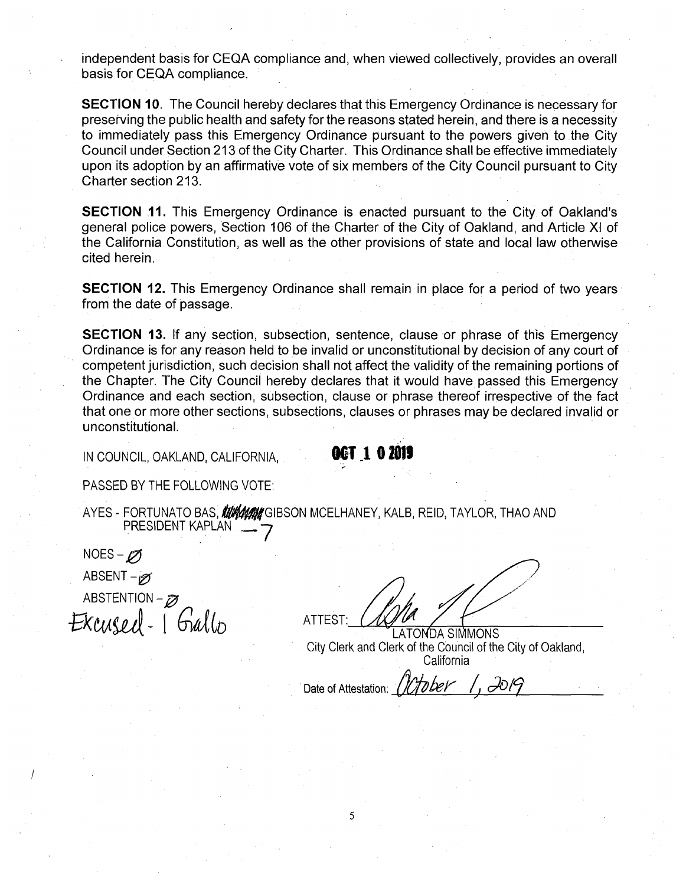independent basis for CEQA compliance and, when viewed collectively, provides an overall basis for CEQA compliance.

**SECTION 10**. The Council hereby declares that this Emergency Ordinance is necessary for preserving the public health and safety for the reasons stated herein, and there is a necessity to immediately pass this Emergency Ordinance pursuant to the powers given to the City Council under Section 213 of the City Charter. This Ordinance shall be effective immediately upon its adoption by an affirmative vote of six members of the City Council pursuant to City Charter section 213.

**SECTION 11.** This Emergency Ordinance is enacted pursuant to the City of Oakland's general police powers, Section 106 of the Charter of the City of Oakland, and Article XI of the California Constitution, as well as the other provisions of state and local law otherwise cited herein.

**SECTION 12.** This Emergency Ordinance shall remain in place for a period of two years from the date of passage.

**SECTION 13.** If any section, subsection, sentence, clause or phrase of this Emergency Ordinance is for any reason held to be invalid or unconstitutional by decision of any court of competent jurisdiction, such decision shall not affect the validity of the remaining portions of the Chapter. The City Council hereby declares that it would have passed this Emergency Ordinance and each section, subsection, clause or phrase thereof irrespective of the fact that one or more other sections, subsections, clauses or phrases may be declared invalid or unconstitutional.

IN COUNCIL, OAKLAND, CALIFORNIA, **OCT 1 0 2019**

PASSED BY THE FOLLOWING VOTE:

AYES - FORTUNATO BAS, ~~GALLO~~ GIBSON MCELHANEY, KALB, REID, TAYLOR, THAO AND PRESIDENT KAPLAN — 7

NOES – Ø

ABSENT – Ø

ABSTENTION – Ø

Excused - 1 Gallo

ATTEST: [signature]
LATONDA SIMMONS
City Clerk and Clerk of the Council of the City of Oakland, California

Date of Attestation: October 1, 2019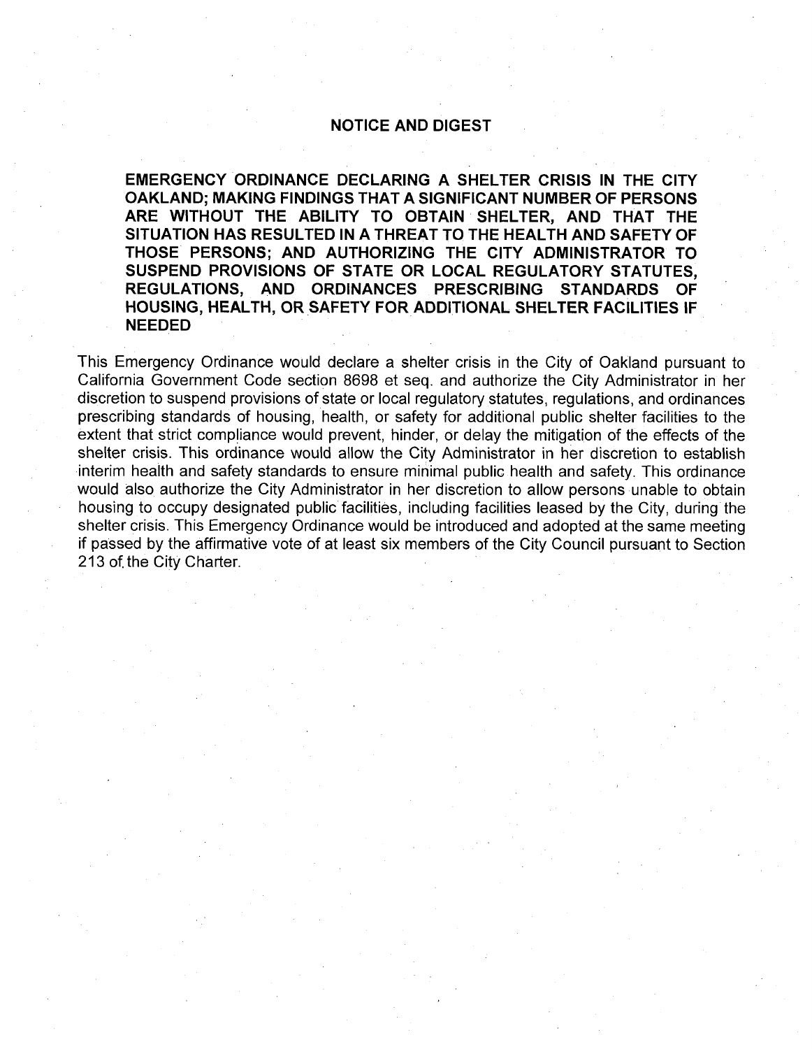## NOTICE AND DIGEST

**EMERGENCY ORDINANCE DECLARING A SHELTER CRISIS IN THE CITY OAKLAND; MAKING FINDINGS THAT A SIGNIFICANT NUMBER OF PERSONS ARE WITHOUT THE ABILITY TO OBTAIN SHELTER, AND THAT THE SITUATION HAS RESULTED IN A THREAT TO THE HEALTH AND SAFETY OF THOSE PERSONS; AND AUTHORIZING THE CITY ADMINISTRATOR TO SUSPEND PROVISIONS OF STATE OR LOCAL REGULATORY STATUTES, REGULATIONS, AND ORDINANCES PRESCRIBING STANDARDS OF HOUSING, HEALTH, OR SAFETY FOR ADDITIONAL SHELTER FACILITIES IF NEEDED**

This Emergency Ordinance would declare a shelter crisis in the City of Oakland pursuant to California Government Code section 8698 et seq. and authorize the City Administrator in her discretion to suspend provisions of state or local regulatory statutes, regulations, and ordinances prescribing standards of housing, health, or safety for additional public shelter facilities to the extent that strict compliance would prevent, hinder, or delay the mitigation of the effects of the shelter crisis. This ordinance would allow the City Administrator in her discretion to establish interim health and safety standards to ensure minimal public health and safety. This ordinance would also authorize the City Administrator in her discretion to allow persons unable to obtain housing to occupy designated public facilities, including facilities leased by the City, during the shelter crisis. This Emergency Ordinance would be introduced and adopted at the same meeting if passed by the affirmative vote of at least six members of the City Council pursuant to Section 213 of the City Charter.